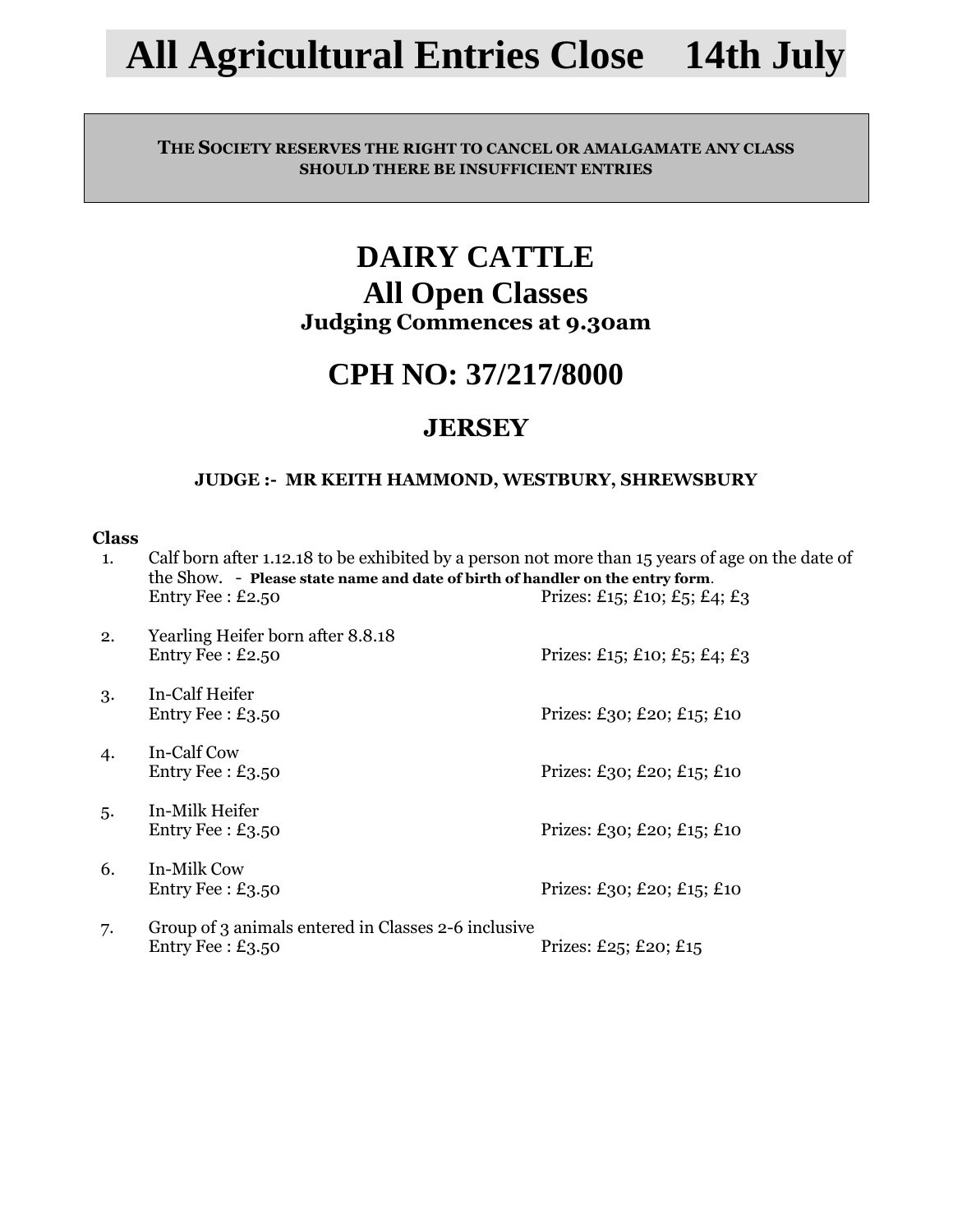# All Agricultural Entries Close    14th July

**THE SOCIETY RESERVES THE RIGHT TO CANCEL OR AMALGAMATE ANY CLASS SHOULD THERE BE INSUFFICIENT ENTRIES**

# DAIRY CATTLE

## All Open Classes

### Judging Commences at 9.30am

## CPH NO: 37/217/8000

## JERSEY

**JUDGE :- MR KEITH HAMMOND, WESTBURY, SHREWSBURY**

**Class**

1. Calf born after 1.12.18 to be exhibited by a person not more than 15 years of age on the date of the Show. - **Please state name and date of birth of handler on the entry form**.
   Entry Fee : £2.50 — Prizes: £15; £10; £5; £4; £3

2. Yearling Heifer born after 8.8.18
   Entry Fee : £2.50 — Prizes: £15; £10; £5; £4; £3

3. In-Calf Heifer
   Entry Fee : £3.50 — Prizes: £30; £20; £15; £10

4. In-Calf Cow
   Entry Fee : £3.50 — Prizes: £30; £20; £15; £10

5. In-Milk Heifer
   Entry Fee : £3.50 — Prizes: £30; £20; £15; £10

6. In-Milk Cow
   Entry Fee : £3.50 — Prizes: £30; £20; £15; £10

7. Group of 3 animals entered in Classes 2-6 inclusive
   Entry Fee : £3.50 — Prizes: £25; £20; £15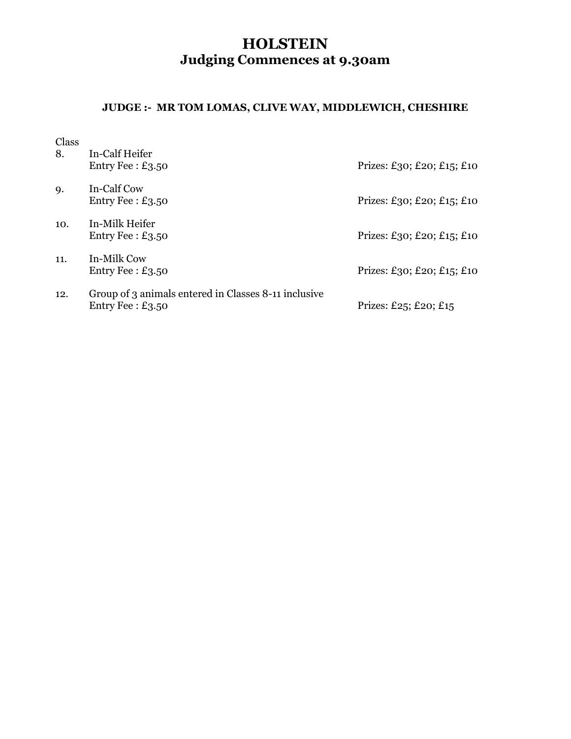# HOLSTEIN
## Judging Commences at 9.30am

**JUDGE :- MR TOM LOMAS, CLIVE WAY, MIDDLEWICH, CHESHIRE**

| Class | | |
|---|---|---|
| 8. | In-Calf Heifer<br>Entry Fee : £3.50 | Prizes: £30; £20; £15; £10 |
| 9. | In-Calf Cow<br>Entry Fee : £3.50 | Prizes: £30; £20; £15; £10 |
| 10. | In-Milk Heifer<br>Entry Fee : £3.50 | Prizes: £30; £20; £15; £10 |
| 11. | In-Milk Cow<br>Entry Fee : £3.50 | Prizes: £30; £20; £15; £10 |
| 12. | Group of 3 animals entered in Classes 8-11 inclusive<br>Entry Fee : £3.50 | Prizes: £25; £20; £15 |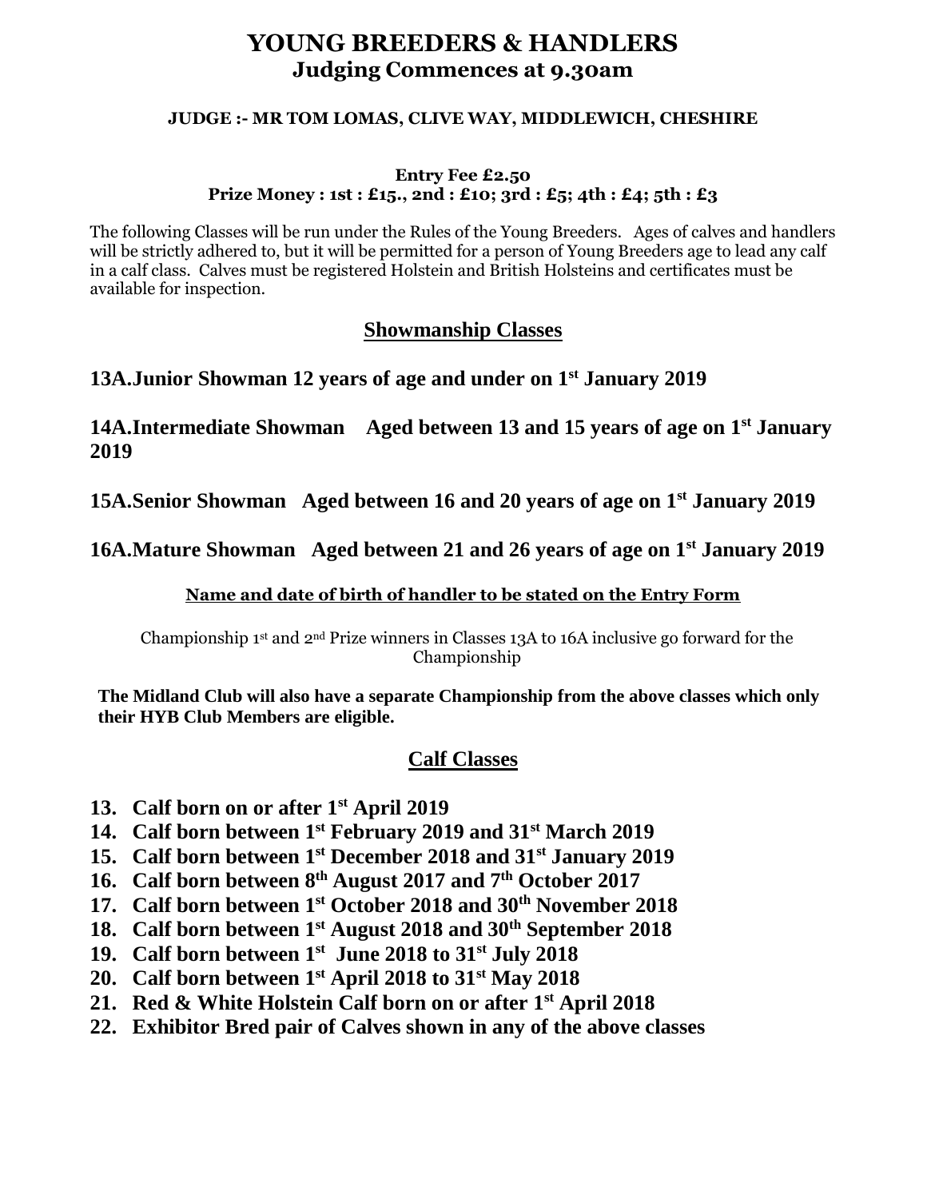# YOUNG BREEDERS & HANDLERS
## Judging Commences at 9.30am

**JUDGE :- MR TOM LOMAS, CLIVE WAY, MIDDLEWICH, CHESHIRE**

**Entry Fee £2.50**
**Prize Money : 1st : £15., 2nd : £10; 3rd : £5; 4th : £4; 5th : £3**

The following Classes will be run under the Rules of the Young Breeders. Ages of calves and handlers will be strictly adhered to, but it will be permitted for a person of Young Breeders age to lead any calf in a calf class. Calves must be registered Holstein and British Holsteins and certificates must be available for inspection.

## Showmanship Classes

**13A.Junior Showman 12 years of age and under on 1st January 2019**

**14A.Intermediate Showman Aged between 13 and 15 years of age on 1st January 2019**

**15A.Senior Showman Aged between 16 and 20 years of age on 1st January 2019**

**16A.Mature Showman Aged between 21 and 26 years of age on 1st January 2019**

**Name and date of birth of handler to be stated on the Entry Form**

Championship 1st and 2nd Prize winners in Classes 13A to 16A inclusive go forward for the Championship

**The Midland Club will also have a separate Championship from the above classes which only their HYB Club Members are eligible.**

## Calf Classes

13. **Calf born on or after 1st April 2019**
14. **Calf born between 1st February 2019 and 31st March 2019**
15. **Calf born between 1st December 2018 and 31st January 2019**
16. **Calf born between 8th August 2017 and 7th October 2017**
17. **Calf born between 1st October 2018 and 30th November 2018**
18. **Calf born between 1st August 2018 and 30th September 2018**
19. **Calf born between 1st June 2018 to 31st July 2018**
20. **Calf born between 1st April 2018 to 31st May 2018**
21. **Red & White Holstein Calf born on or after 1st April 2018**
22. **Exhibitor Bred pair of Calves shown in any of the above classes**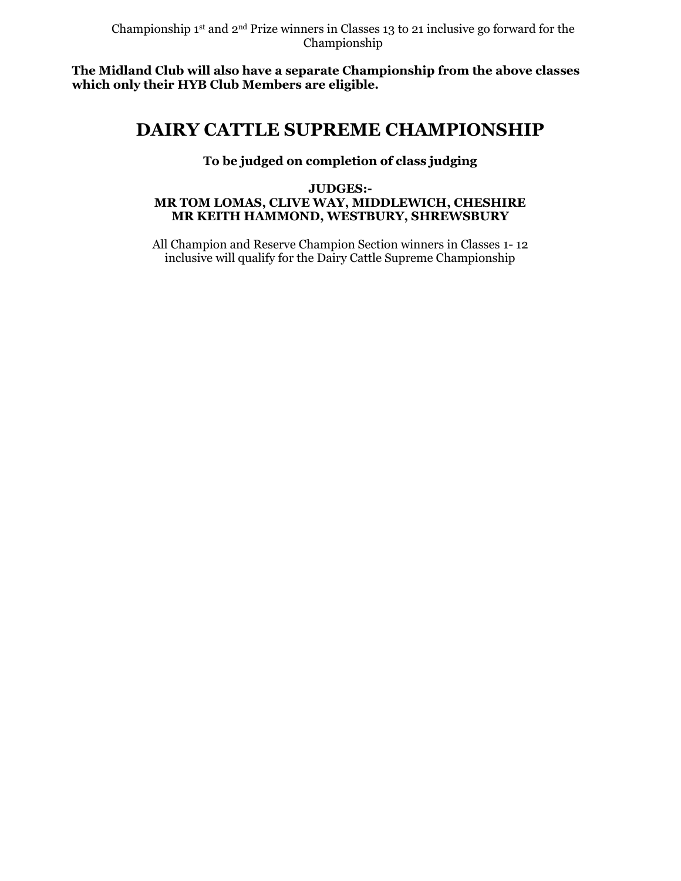Championship 1st and 2nd Prize winners in Classes 13 to 21 inclusive go forward for the Championship

**The Midland Club will also have a separate Championship from the above classes which only their HYB Club Members are eligible.**

# DAIRY CATTLE SUPREME CHAMPIONSHIP

**To be judged on completion of class judging**

**JUDGES:-**
**MR TOM LOMAS, CLIVE WAY, MIDDLEWICH, CHESHIRE**
**MR KEITH HAMMOND, WESTBURY, SHREWSBURY**

All Champion and Reserve Champion Section winners in Classes 1- 12 inclusive will qualify for the Dairy Cattle Supreme Championship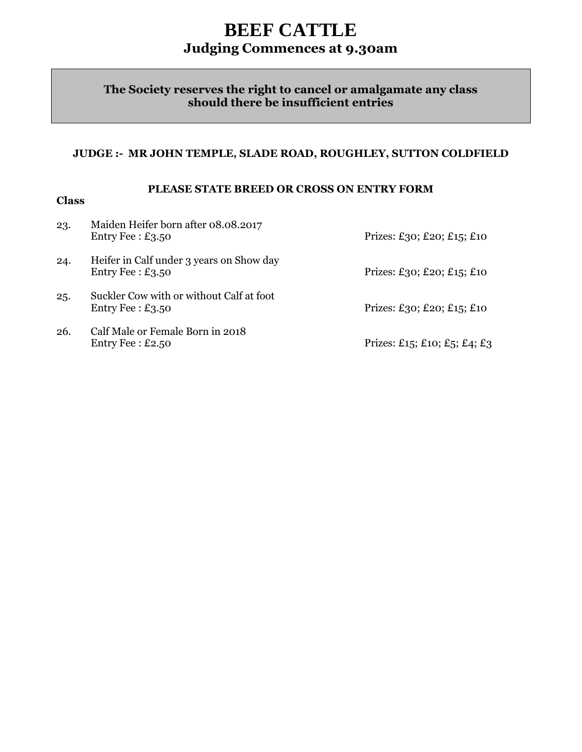# BEEF CATTLE

## Judging Commences at 9.30am

**The Society reserves the right to cancel or amalgamate any class should there be insufficient entries**

**JUDGE :- MR JOHN TEMPLE, SLADE ROAD, ROUGHLEY, SUTTON COLDFIELD**

**PLEASE STATE BREED OR CROSS ON ENTRY FORM**

**Class**

23. Maiden Heifer born after 08.08.2017
    Entry Fee : £3.50 — Prizes: £30; £20; £15; £10

24. Heifer in Calf under 3 years on Show day
    Entry Fee : £3.50 — Prizes: £30; £20; £15; £10

25. Suckler Cow with or without Calf at foot
    Entry Fee : £3.50 — Prizes: £30; £20; £15; £10

26. Calf Male or Female Born in 2018
    Entry Fee : £2.50 — Prizes: £15; £10; £5; £4; £3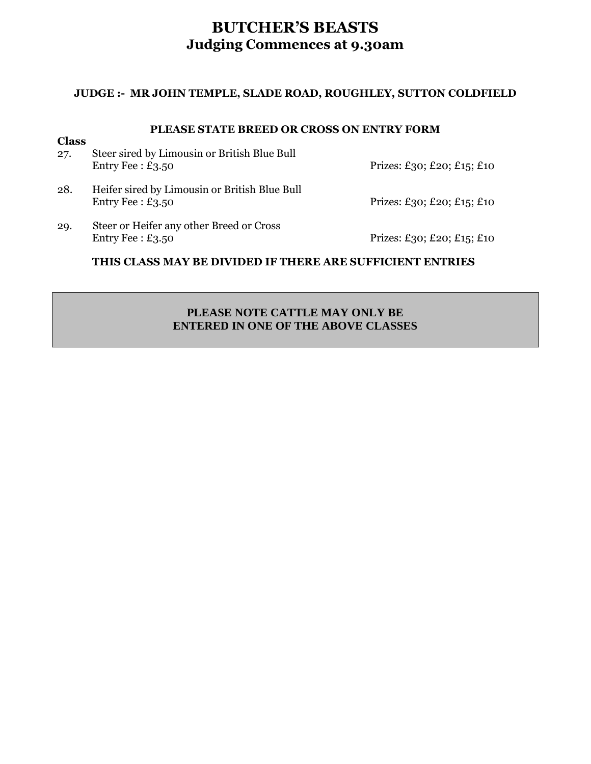# BUTCHER'S BEASTS
## Judging Commences at 9.30am

**JUDGE :- MR JOHN TEMPLE, SLADE ROAD, ROUGHLEY, SUTTON COLDFIELD**

**PLEASE STATE BREED OR CROSS ON ENTRY FORM**

**Class**

27. Steer sired by Limousin or British Blue Bull
    Entry Fee : £3.50 — Prizes: £30; £20; £15; £10

28. Heifer sired by Limousin or British Blue Bull
    Entry Fee : £3.50 — Prizes: £30; £20; £15; £10

29. Steer or Heifer any other Breed or Cross
    Entry Fee : £3.50 — Prizes: £30; £20; £15; £10

**THIS CLASS MAY BE DIVIDED IF THERE ARE SUFFICIENT ENTRIES**

**PLEASE NOTE CATTLE MAY ONLY BE ENTERED IN ONE OF THE ABOVE CLASSES**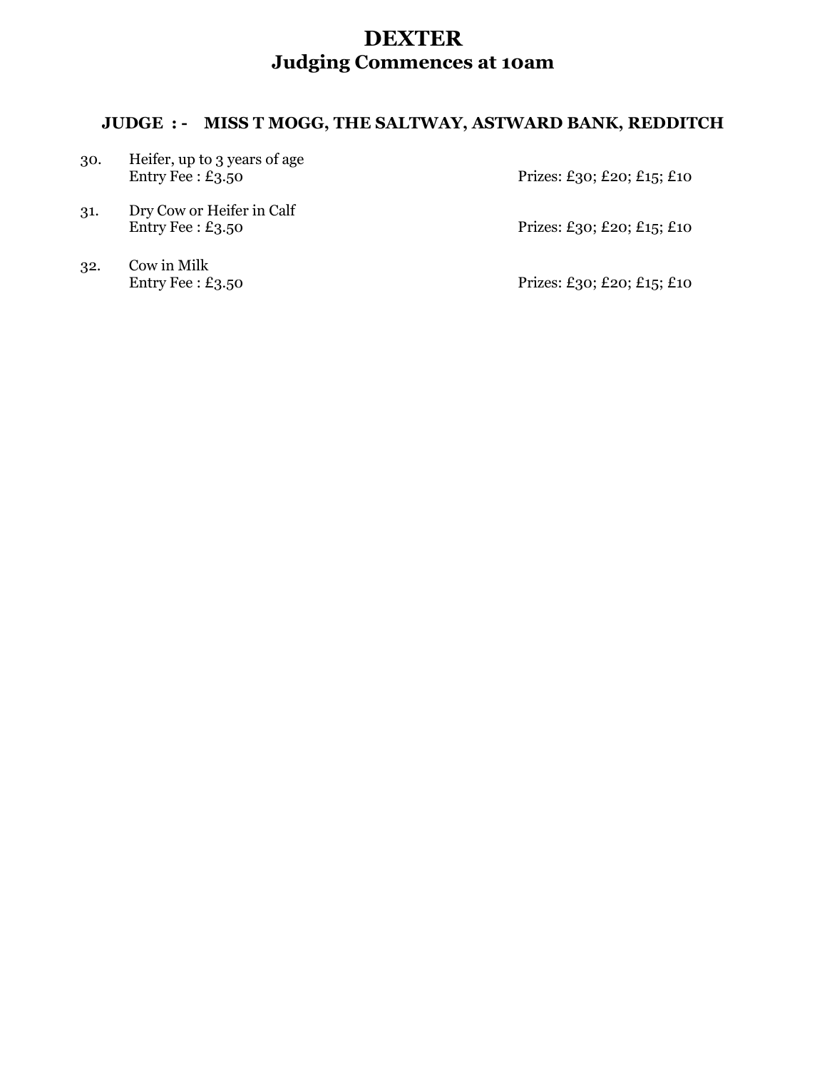# DEXTER
## Judging Commences at 10am

### JUDGE : - MISS T MOGG, THE SALTWAY, ASTWARD BANK, REDDITCH

30. Heifer, up to 3 years of age
    Entry Fee : £3.50 — Prizes: £30; £20; £15; £10

31. Dry Cow or Heifer in Calf
    Entry Fee : £3.50 — Prizes: £30; £20; £15; £10

32. Cow in Milk
    Entry Fee : £3.50 — Prizes: £30; £20; £15; £10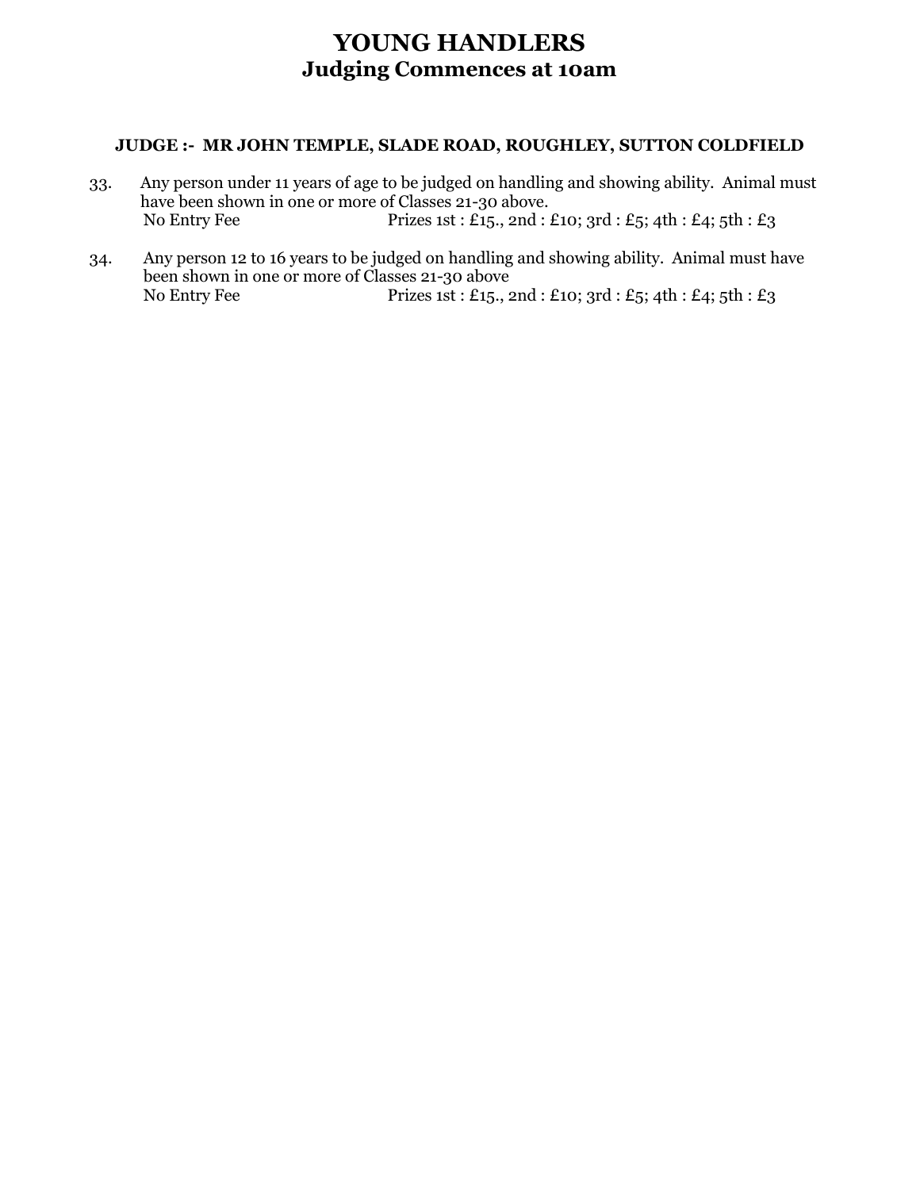# YOUNG HANDLERS
## Judging Commences at 10am

**JUDGE :- MR JOHN TEMPLE, SLADE ROAD, ROUGHLEY, SUTTON COLDFIELD**

33. Any person under 11 years of age to be judged on handling and showing ability. Animal must have been shown in one or more of Classes 21-30 above.
    No Entry Fee Prizes 1st : £15., 2nd : £10; 3rd : £5; 4th : £4; 5th : £3

34. Any person 12 to 16 years to be judged on handling and showing ability. Animal must have been shown in one or more of Classes 21-30 above
    No Entry Fee Prizes 1st : £15., 2nd : £10; 3rd : £5; 4th : £4; 5th : £3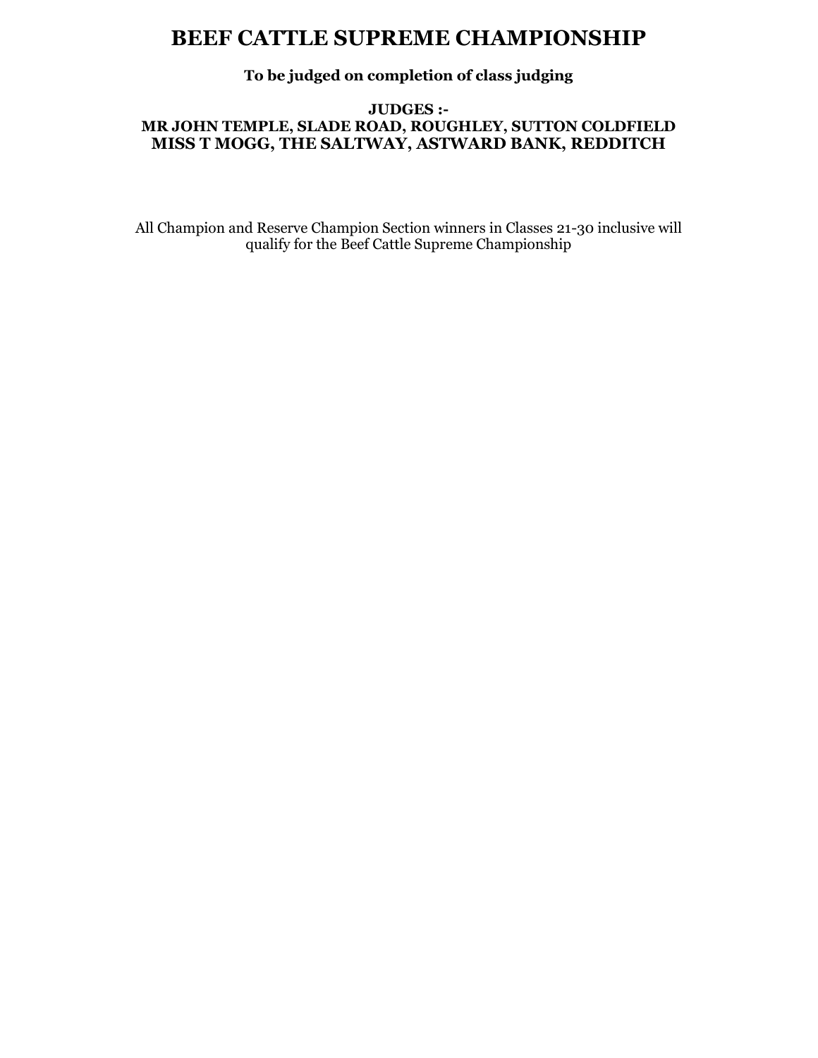# BEEF CATTLE SUPREME CHAMPIONSHIP

**To be judged on completion of class judging**

**JUDGES :-**
**MR JOHN TEMPLE, SLADE ROAD, ROUGHLEY, SUTTON COLDFIELD**
**MISS T MOGG, THE SALTWAY, ASTWARD BANK, REDDITCH**

All Champion and Reserve Champion Section winners in Classes 21-30 inclusive will qualify for the Beef Cattle Supreme Championship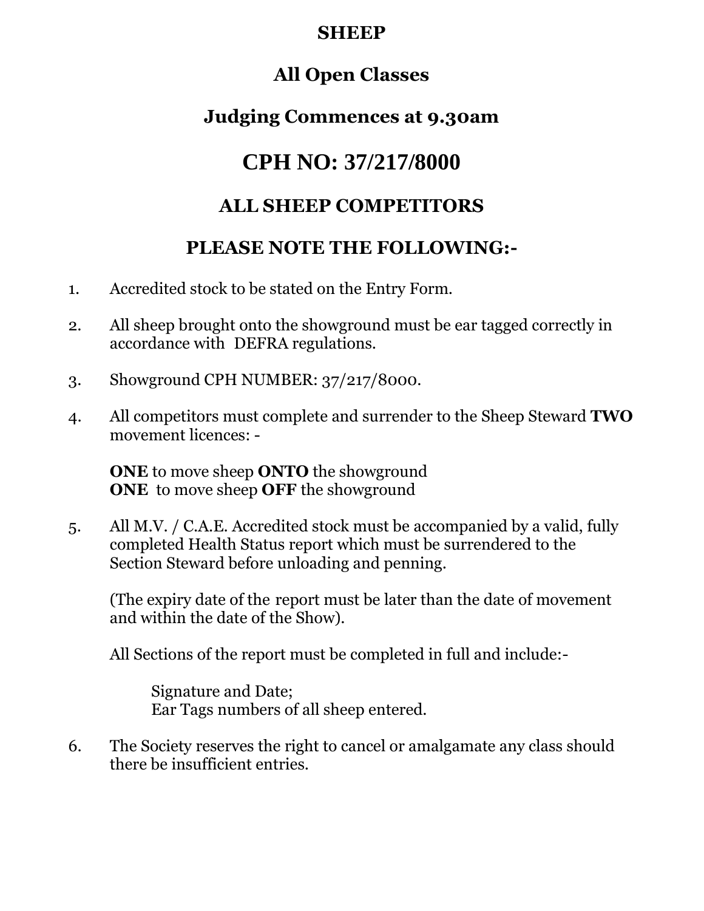# SHEEP

## All Open Classes

## Judging Commences at 9.30am

# CPH NO: 37/217/8000

## ALL SHEEP COMPETITORS

## PLEASE NOTE THE FOLLOWING:-

1. Accredited stock to be stated on the Entry Form.

2. All sheep brought onto the showground must be ear tagged correctly in accordance with DEFRA regulations.

3. Showground CPH NUMBER: 37/217/8000.

4. All competitors must complete and surrender to the Sheep Steward **TWO** movement licences: -

   **ONE** to move sheep **ONTO** the showground
   **ONE** to move sheep **OFF** the showground

5. All M.V. / C.A.E. Accredited stock must be accompanied by a valid, fully completed Health Status report which must be surrendered to the Section Steward before unloading and penning.

   (The expiry date of the report must be later than the date of movement and within the date of the Show).

   All Sections of the report must be completed in full and include:-

   Signature and Date;
   Ear Tags numbers of all sheep entered.

6. The Society reserves the right to cancel or amalgamate any class should there be insufficient entries.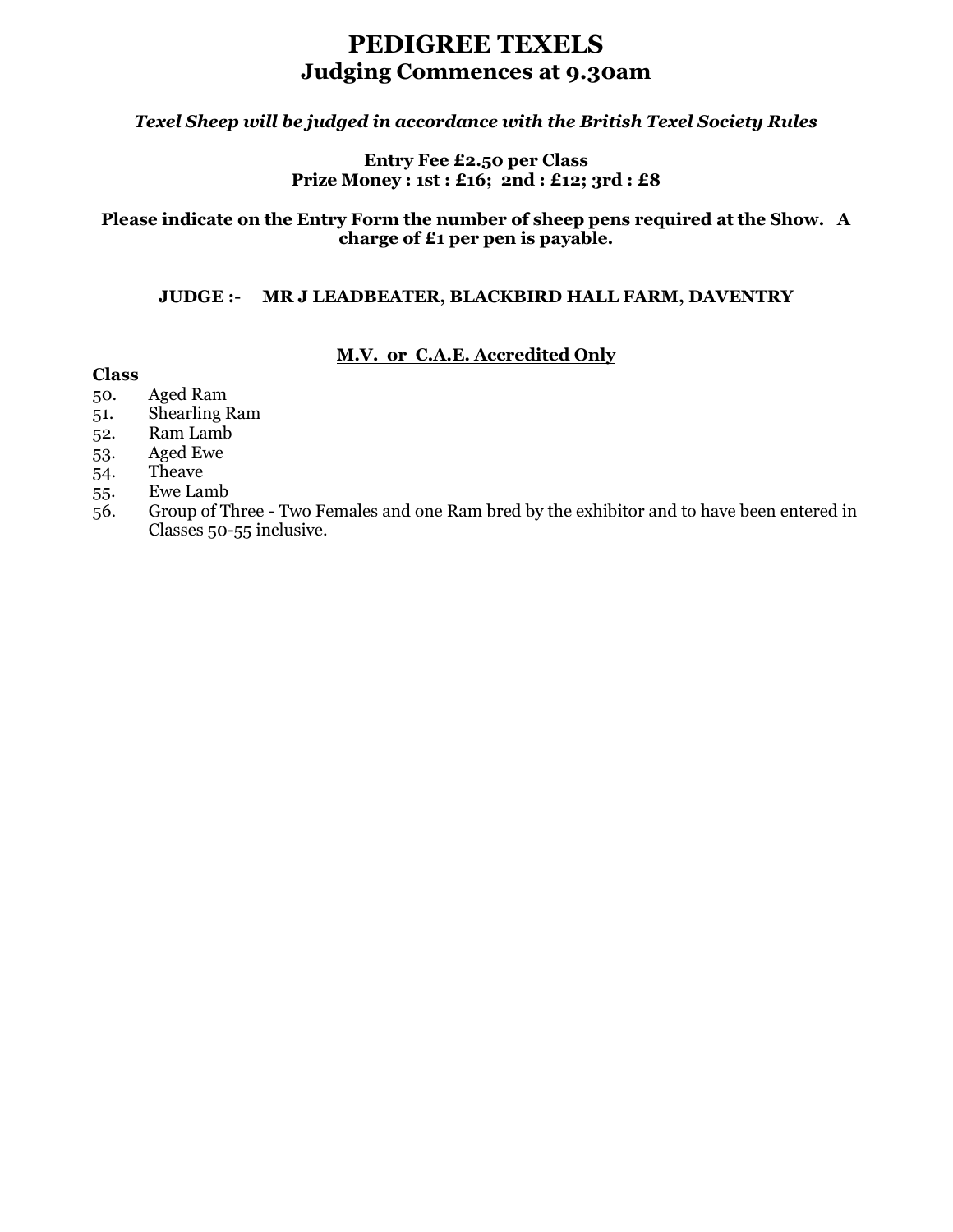# PEDIGREE TEXELS
## Judging Commences at 9.30am

***Texel Sheep will be judged in accordance with the British Texel Society Rules***

**Entry Fee £2.50 per Class**
**Prize Money : 1st : £16; 2nd : £12; 3rd : £8**

**Please indicate on the Entry Form the number of sheep pens required at the Show. A charge of £1 per pen is payable.**

**JUDGE :- MR J LEADBEATER, BLACKBIRD HALL FARM, DAVENTRY**

**M.V. or C.A.E. Accredited Only**

**Class**

50. Aged Ram
51. Shearling Ram
52. Ram Lamb
53. Aged Ewe
54. Theave
55. Ewe Lamb
56. Group of Three - Two Females and one Ram bred by the exhibitor and to have been entered in Classes 50-55 inclusive.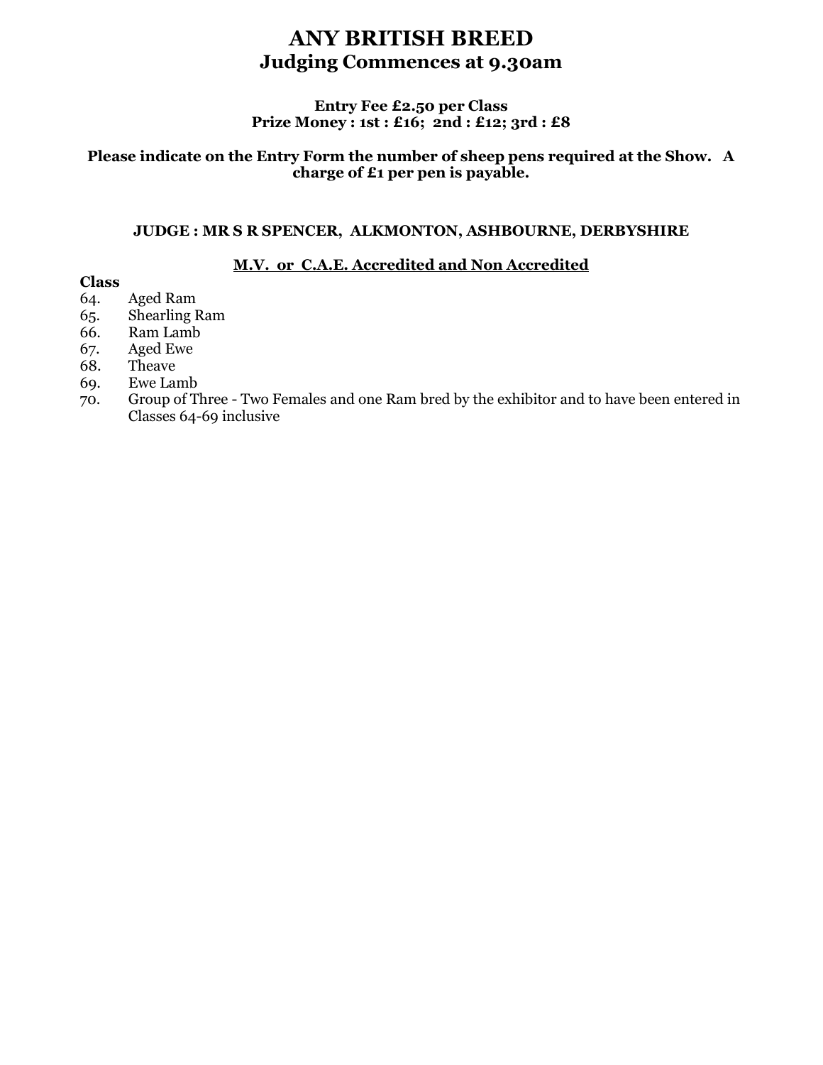# ANY BRITISH BREED
## Judging Commences at 9.30am

**Entry Fee £2.50 per Class**
**Prize Money : 1st : £16; 2nd : £12; 3rd : £8**

**Please indicate on the Entry Form the number of sheep pens required at the Show. A charge of £1 per pen is payable.**

**JUDGE : MR S R SPENCER, ALKMONTON, ASHBOURNE, DERBYSHIRE**

**M.V. or C.A.E. Accredited and Non Accredited**

**Class**

64. Aged Ram
65. Shearling Ram
66. Ram Lamb
67. Aged Ewe
68. Theave
69. Ewe Lamb
70. Group of Three - Two Females and one Ram bred by the exhibitor and to have been entered in Classes 64-69 inclusive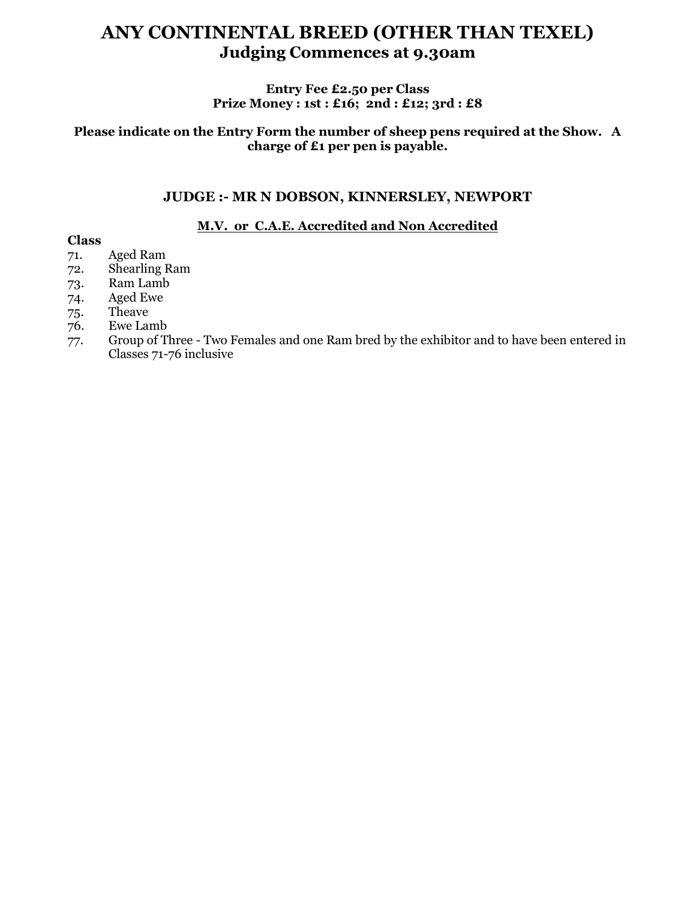# ANY CONTINENTAL BREED (OTHER THAN TEXEL)

## Judging Commences at 9.30am

**Entry Fee £2.50 per Class**
**Prize Money : 1st : £16; 2nd : £12; 3rd : £8**

**Please indicate on the Entry Form the number of sheep pens required at the Show. A charge of £1 per pen is payable.**

### JUDGE :- MR N DOBSON, KINNERSLEY, NEWPORT

**M.V. or C.A.E. Accredited and Non Accredited**

**Class**

71. Aged Ram
72. Shearling Ram
73. Ram Lamb
74. Aged Ewe
75. Theave
76. Ewe Lamb
77. Group of Three - Two Females and one Ram bred by the exhibitor and to have been entered in Classes 71-76 inclusive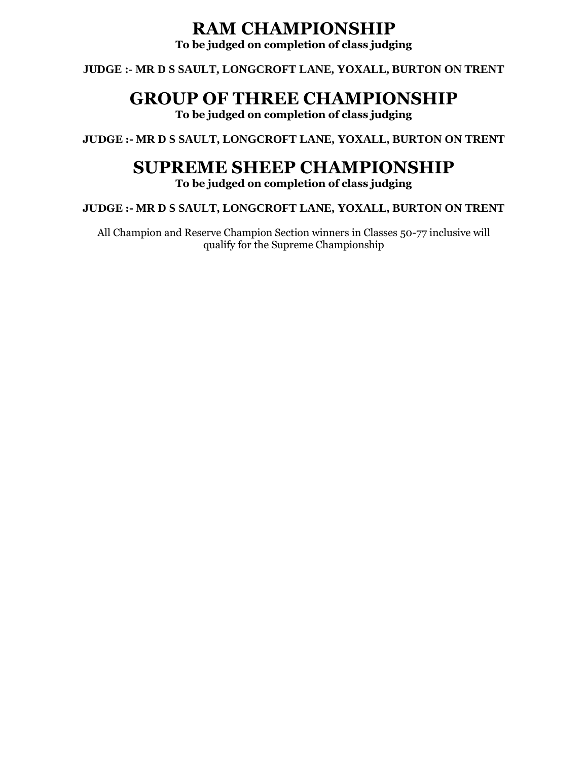# RAM CHAMPIONSHIP

**To be judged on completion of class judging**

**JUDGE :- MR D S SAULT, LONGCROFT LANE, YOXALL, BURTON ON TRENT**

# GROUP OF THREE CHAMPIONSHIP

**To be judged on completion of class judging**

**JUDGE :- MR D S SAULT, LONGCROFT LANE, YOXALL, BURTON ON TRENT**

# SUPREME SHEEP CHAMPIONSHIP

**To be judged on completion of class judging**

**JUDGE :- MR D S SAULT, LONGCROFT LANE, YOXALL, BURTON ON TRENT**

All Champion and Reserve Champion Section winners in Classes 50-77 inclusive will qualify for the Supreme Championship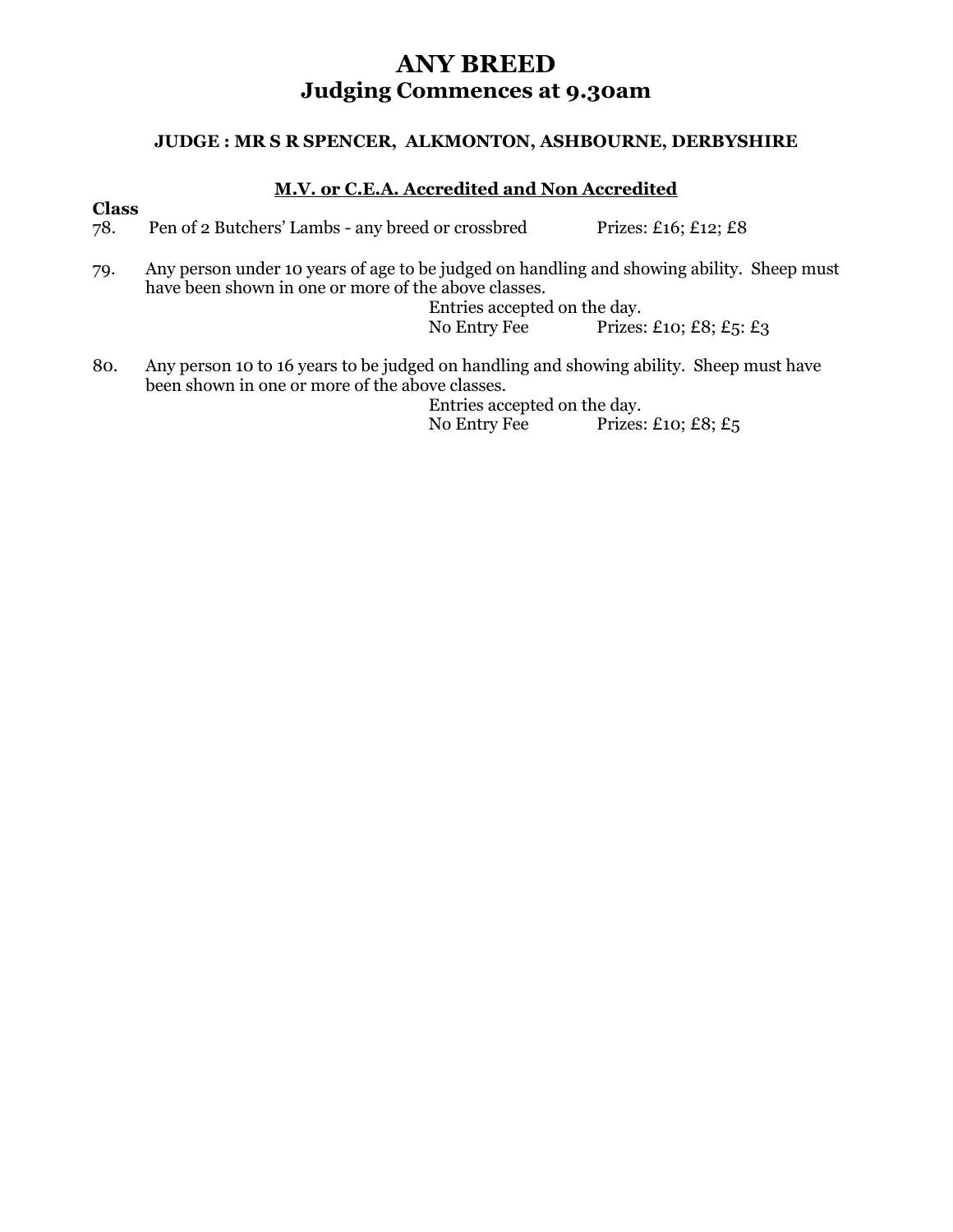# ANY BREED
## Judging Commences at 9.30am

**JUDGE : MR S R SPENCER, ALKMONTON, ASHBOURNE, DERBYSHIRE**

**M.V. or C.E.A. Accredited and Non Accredited**

**Class**

78. Pen of 2 Butchers' Lambs - any breed or crossbred Prizes: £16; £12; £8

79. Any person under 10 years of age to be judged on handling and showing ability. Sheep must have been shown in one or more of the above classes.
    Entries accepted on the day.
    No Entry Fee Prizes: £10; £8; £5: £3

80. Any person 10 to 16 years to be judged on handling and showing ability. Sheep must have been shown in one or more of the above classes.
    Entries accepted on the day.
    No Entry Fee Prizes: £10; £8; £5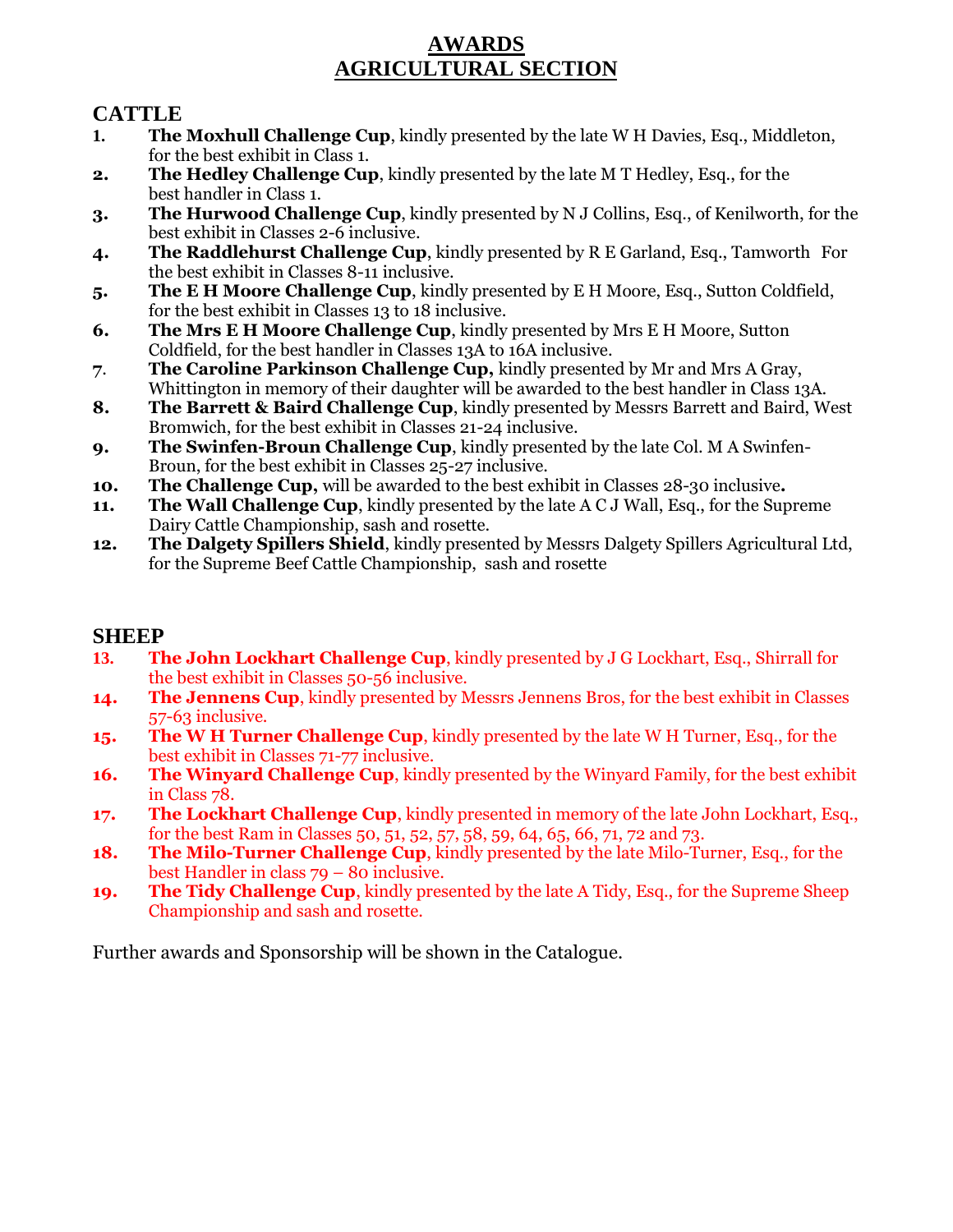# AWARDS
# AGRICULTURAL SECTION

## CATTLE

1. **The Moxhull Challenge Cup**, kindly presented by the late W H Davies, Esq., Middleton, for the best exhibit in Class 1.
2. **The Hedley Challenge Cup**, kindly presented by the late M T Hedley, Esq., for the best handler in Class 1.
3. **The Hurwood Challenge Cup**, kindly presented by N J Collins, Esq., of Kenilworth, for the best exhibit in Classes 2-6 inclusive.
4. **The Raddlehurst Challenge Cup**, kindly presented by R E Garland, Esq., Tamworth For the best exhibit in Classes 8-11 inclusive.
5. **The E H Moore Challenge Cup**, kindly presented by E H Moore, Esq., Sutton Coldfield, for the best exhibit in Classes 13 to 18 inclusive.
6. **The Mrs E H Moore Challenge Cup**, kindly presented by Mrs E H Moore, Sutton Coldfield, for the best handler in Classes 13A to 16A inclusive.
7. **The Caroline Parkinson Challenge Cup,** kindly presented by Mr and Mrs A Gray, Whittington in memory of their daughter will be awarded to the best handler in Class 13A.
8. **The Barrett & Baird Challenge Cup**, kindly presented by Messrs Barrett and Baird, West Bromwich, for the best exhibit in Classes 21-24 inclusive.
9. **The Swinfen-Broun Challenge Cup**, kindly presented by the late Col. M A Swinfen-Broun, for the best exhibit in Classes 25-27 inclusive.
10. **The Challenge Cup,** will be awarded to the best exhibit in Classes 28-30 inclusive**.**
11. **The Wall Challenge Cup**, kindly presented by the late A C J Wall, Esq., for the Supreme Dairy Cattle Championship, sash and rosette.
12. **The Dalgety Spillers Shield**, kindly presented by Messrs Dalgety Spillers Agricultural Ltd, for the Supreme Beef Cattle Championship, sash and rosette

## SHEEP

13. **The John Lockhart Challenge Cup**, kindly presented by J G Lockhart, Esq., Shirrall for the best exhibit in Classes 50-56 inclusive.
14. **The Jennens Cup**, kindly presented by Messrs Jennens Bros, for the best exhibit in Classes 57-63 inclusive.
15. **The W H Turner Challenge Cup**, kindly presented by the late W H Turner, Esq., for the best exhibit in Classes 71-77 inclusive.
16. **The Winyard Challenge Cup**, kindly presented by the Winyard Family, for the best exhibit in Class 78.
17. **The Lockhart Challenge Cup**, kindly presented in memory of the late John Lockhart, Esq., for the best Ram in Classes 50, 51, 52, 57, 58, 59, 64, 65, 66, 71, 72 and 73.
18. **The Milo-Turner Challenge Cup**, kindly presented by the late Milo-Turner, Esq., for the best Handler in class 79 – 80 inclusive.
19. **The Tidy Challenge Cup**, kindly presented by the late A Tidy, Esq., for the Supreme Sheep Championship and sash and rosette.

Further awards and Sponsorship will be shown in the Catalogue.